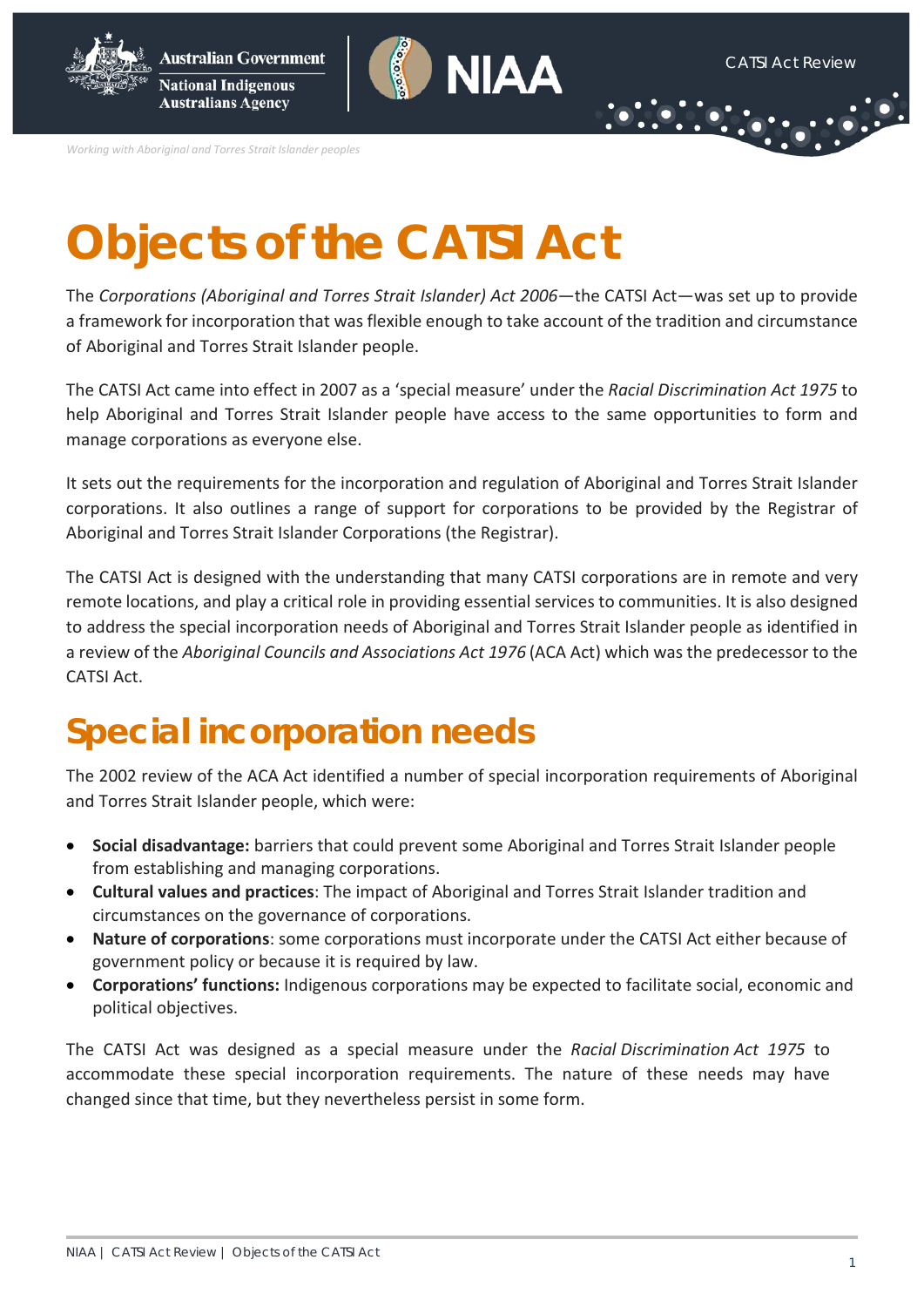# Objects of the CATSI Act

The *Corporations (Aboriginal and Torres Strait Islander) Act 2006*—the CATSI Act—was set up to provide a framework for incorporation that was flexible enough to take account of the tradition and circumstance of Aboriginal and Torres Strait Islander people.

The CATSI Act came into effect in 2007 as a 'special measure' under the *Racial Discrimination Act 1975* to help Aboriginal and Torres Strait Islander people have access to the same opportunities to form and manage corporations as everyone else.

It sets out the requirements for the incorporation and regulation of Aboriginal and Torres Strait Islander corporations. It also outlines a range of support for corporations to be provided by the Registrar of Aboriginal and Torres Strait Islander Corporations (the Registrar).

The CATSI Act is designed with the understanding that many CATSI corporations are in remote and very remote locations, and play a critical role in providing essential services to communities. It is also designed to address the special incorporation needs of Aboriginal and Torres Strait Islander people as identified in a review of the *Aboriginal Councils and Associations Act 1976* (ACA Act) which was the predecessor to the CATSI Act.

## Special incorporation needs

The 2002 review of the ACA Act identified a number of special incorporation requirements of Aboriginal and Torres Strait Islander people, which were:

- **Social disadvantage:** barriers that could prevent some Aboriginal and Torres Strait Islander people from establishing and managing corporations.
- **Cultural values and practices**: The impact of Aboriginal and Torres Strait Islander tradition and circumstances on the governance of corporations.
- **Nature of corporations**: some corporations must incorporate under the CATSI Act either because of government policy or because it is required by law.
- **Corporations' functions:** Indigenous corporations may be expected to facilitate social, economic and political objectives.

The CATSI Act was designed as a special measure under the *Racial Discrimination Act 1975* to accommodate these special incorporation requirements. The nature of these needs may have changed since that time, but they nevertheless persist in some form.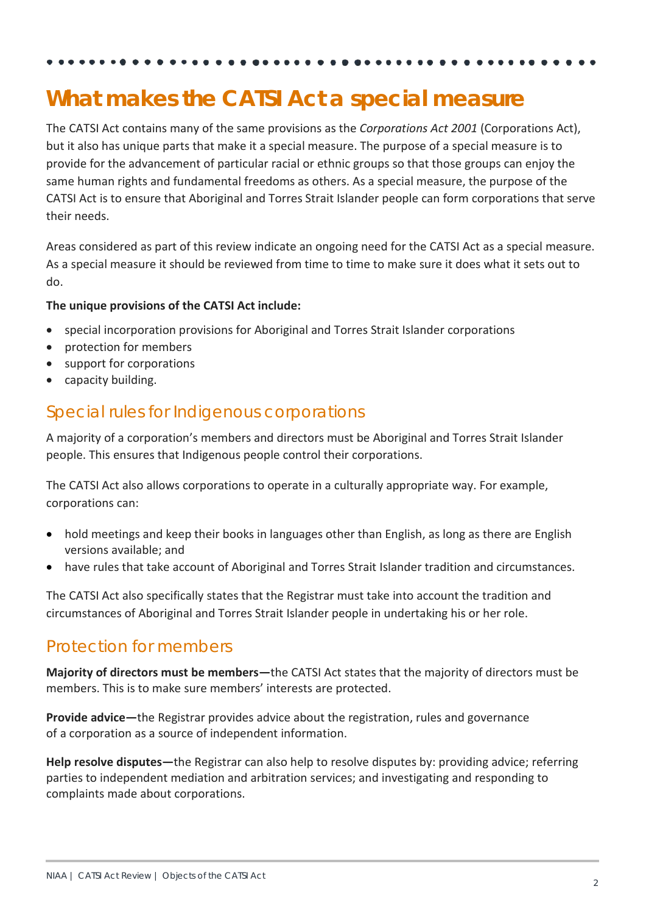# What makes the CATSI Act a special measure

The CATSI Act contains many of the same provisions as the *Corporations Act 2001* (Corporations Act), but it also has unique parts that make it a special measure. The purpose of a special measure is to provide for the advancement of particular racial or ethnic groups so that those groups can enjoy the same human rights and fundamental freedoms as others. As a special measure, the purpose of the CATSI Act is to ensure that Aboriginal and Torres Strait Islander people can form corporations that serve their needs.

Areas considered as part of this review indicate an ongoing need for the CATSI Act as a special measure. As a special measure it should be reviewed from time to time to make sure it does what it sets out to do.

**The unique provisions of the CATSI Act include:**

- special incorporation provisions for Aboriginal and Torres Strait Islander corporations
- protection for members
- support for corporations
- capacity building.

## Special rules for Indigenous corporations

A majority of a corporation's members and directors must be Aboriginal and Torres Strait Islander people. This ensures that Indigenous people control their corporations.

The CATSI Act also allows corporations to operate in a culturally appropriate way. For example, corporations can:

- hold meetings and keep their books in languages other than English, as long as there are English versions available; and
- have rules that take account of Aboriginal and Torres Strait Islander tradition and circumstances.

The CATSI Act also specifically states that the Registrar must take into account the tradition and circumstances of Aboriginal and Torres Strait Islander people in undertaking his or her role.

## Protection for members

**Majority of directors must be members—**the CATSI Act states that the majority of directors must be members. This is to make sure members' interests are protected.

**Provide advice—**the Registrar provides advice about the registration, rules and governance of a corporation as a source of independent information.

**Help resolve disputes—**the Registrar can also help to resolve disputes by: providing advice; referring parties to independent mediation and arbitration services; and investigating and responding to complaints made about corporations.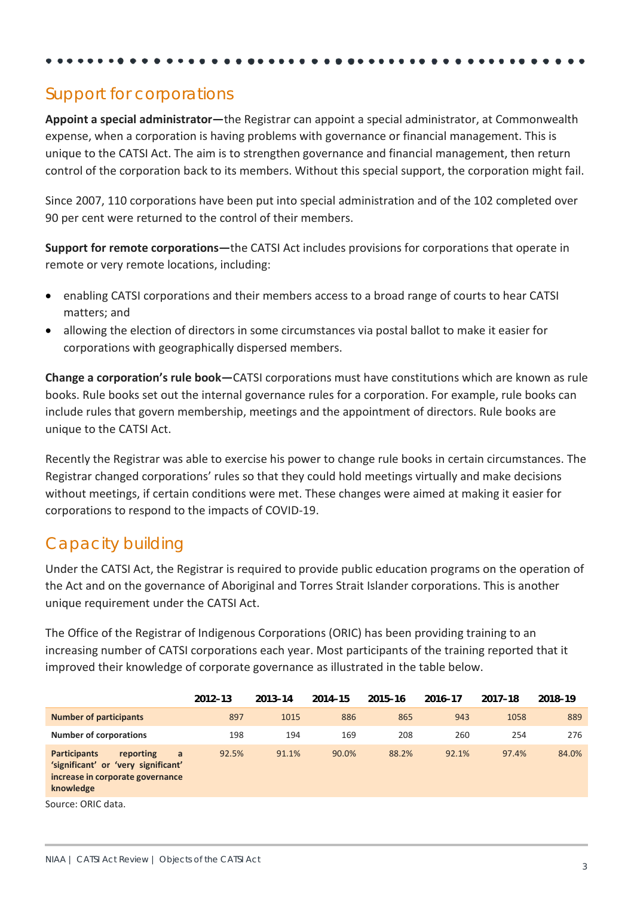## Support for corporations

**Appoint a special administrator—**the Registrar can appoint a special administrator, at Commonwealth expense, when a corporation is having problems with governance or financial management. This is unique to the CATSI Act. The aim is to strengthen governance and financial management, then return control of the corporation back to its members. Without this special support, the corporation might fail.

Since 2007, 110 corporations have been put into special administration and of the 102 completed over 90 per cent were returned to the control of their members.

**Support for remote corporations—**the CATSI Act includes provisions for corporations that operate in remote or very remote locations, including:

- enabling CATSI corporations and their members access to a broad range of courts to hear CATSI matters; and
- allowing the election of directors in some circumstances via postal ballot to make it easier for corporations with geographically dispersed members.

**Change a corporation's rule book—**CATSI corporations must have constitutions which are known as rule books. Rule books set out the internal governance rules for a corporation. For example, rule books can include rules that govern membership, meetings and the appointment of directors. Rule books are unique to the CATSI Act.

Recently the Registrar was able to exercise his power to change rule books in certain circumstances. The Registrar changed corporations' rules so that they could hold meetings virtually and make decisions without meetings, if certain conditions were met. These changes were aimed at making it easier for corporations to respond to the impacts of COVID-19.

## Capacity building

Under the CATSI Act, the Registrar is required to provide public education programs on the operation of the Act and on the governance of Aboriginal and Torres Strait Islander corporations. This is another unique requirement under the CATSI Act.

The Office of the Registrar of Indigenous Corporations (ORIC) has been providing training to an increasing number of CATSI corporations each year. Most participants of the training reported that it improved their knowledge of corporate governance as illustrated in the table below.

| | 2012–13 | 2013–14 | 2014–15 | 2015–16 | 2016–17 | 2017–18 | 2018–19 |
|---|---|---|---|---|---|---|---|
| **Number of participants** | 897 | 1015 | 886 | 865 | 943 | 1058 | 889 |
| **Number of corporations** | 198 | 194 | 169 | 208 | 260 | 254 | 276 |
| **Participants reporting a 'significant' or 'very significant' increase in corporate governance knowledge** | 92.5% | 91.1% | 90.0% | 88.2% | 92.1% | 97.4% | 84.0% |

Source: ORIC data.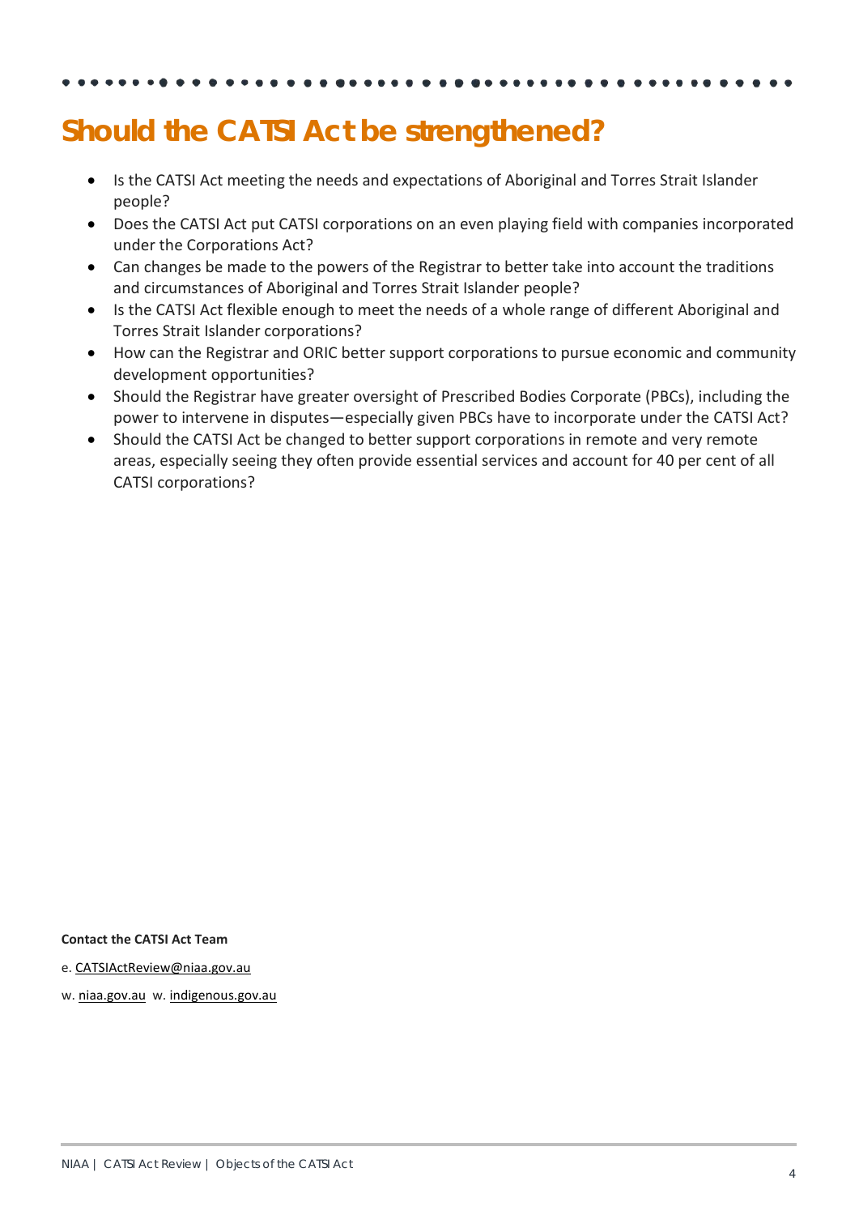## Should the CATSI Act be strengthened?

- Is the CATSI Act meeting the needs and expectations of Aboriginal and Torres Strait Islander people?
- Does the CATSI Act put CATSI corporations on an even playing field with companies incorporated under the Corporations Act?
- Can changes be made to the powers of the Registrar to better take into account the traditions and circumstances of Aboriginal and Torres Strait Islander people?
- Is the CATSI Act flexible enough to meet the needs of a whole range of different Aboriginal and Torres Strait Islander corporations?
- How can the Registrar and ORIC better support corporations to pursue economic and community development opportunities?
- Should the Registrar have greater oversight of Prescribed Bodies Corporate (PBCs), including the power to intervene in disputes—especially given PBCs have to incorporate under the CATSI Act?
- Should the CATSI Act be changed to better support corporations in remote and very remote areas, especially seeing they often provide essential services and account for 40 per cent of all CATSI corporations?

**Contact the CATSI Act Team**

e. CATSIActReview@niaa.gov.au

w. niaa.gov.au w. indigenous.gov.au